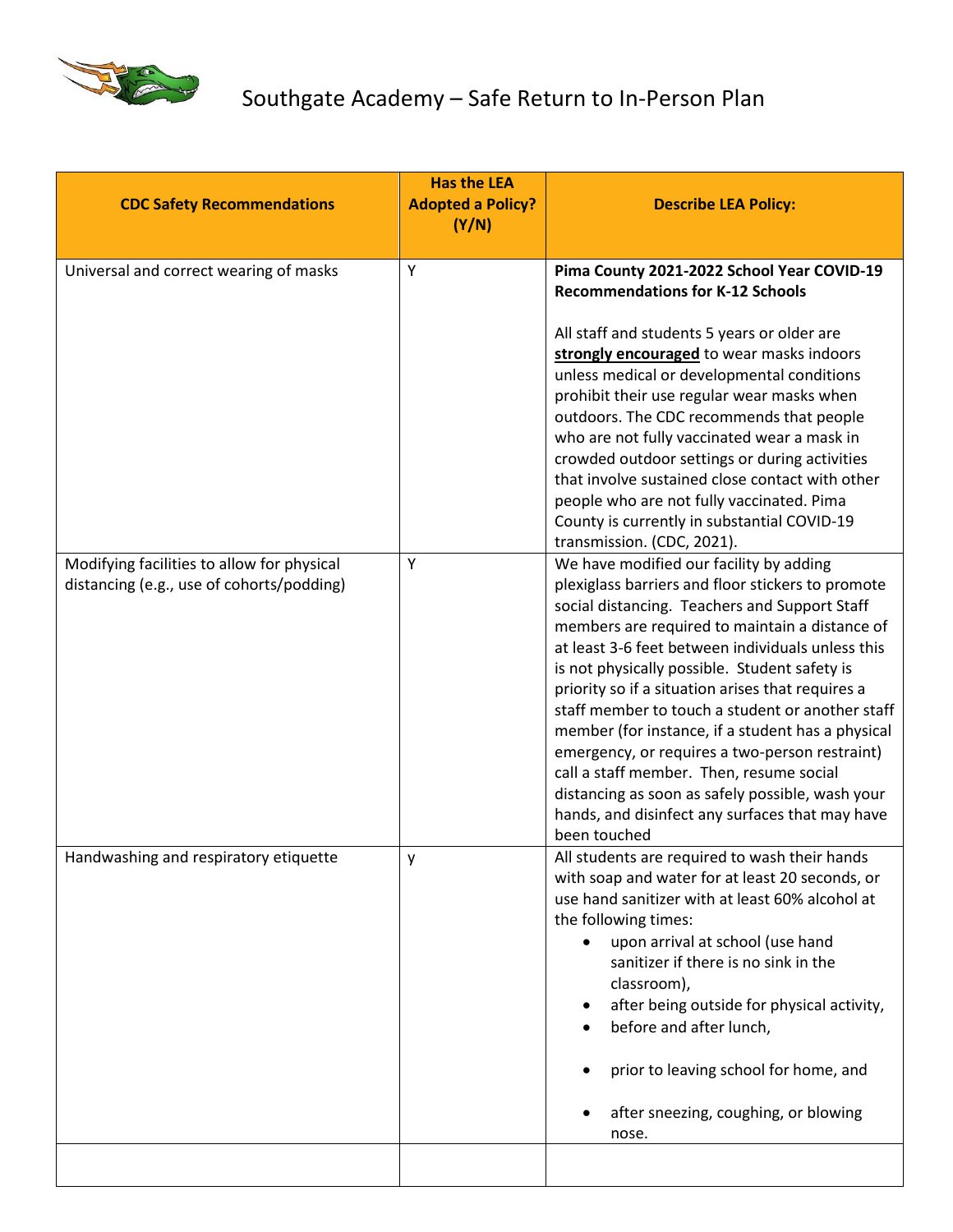# Southgate Academy – Safe Return to In-Person Plan

| CDC Safety Recommendations | Has the LEA Adopted a Policy? (Y/N) | Describe LEA Policy: |
|---|---|---|
| Universal and correct wearing of masks | Y | **Pima County 2021-2022 School Year COVID-19 Recommendations for K-12 Schools**<br><br>All staff and students 5 years or older are **strongly encouraged** to wear masks indoors unless medical or developmental conditions prohibit their use regular wear masks when outdoors. The CDC recommends that people who are not fully vaccinated wear a mask in crowded outdoor settings or during activities that involve sustained close contact with other people who are not fully vaccinated. Pima County is currently in substantial COVID-19 transmission. (CDC, 2021). |
| Modifying facilities to allow for physical distancing (e.g., use of cohorts/podding) | Y | We have modified our facility by adding plexiglass barriers and floor stickers to promote social distancing. Teachers and Support Staff members are required to maintain a distance of at least 3-6 feet between individuals unless this is not physically possible. Student safety is priority so if a situation arises that requires a staff member to touch a student or another staff member (for instance, if a student has a physical emergency, or requires a two-person restraint) call a staff member. Then, resume social distancing as soon as safely possible, wash your hands, and disinfect any surfaces that may have been touched |
| Handwashing and respiratory etiquette | y | All students are required to wash their hands with soap and water for at least 20 seconds, or use hand sanitizer with at least 60% alcohol at the following times:<br>• upon arrival at school (use hand sanitizer if there is no sink in the classroom),<br>• after being outside for physical activity,<br>• before and after lunch,<br>• prior to leaving school for home, and<br>• after sneezing, coughing, or blowing nose. |
| | | |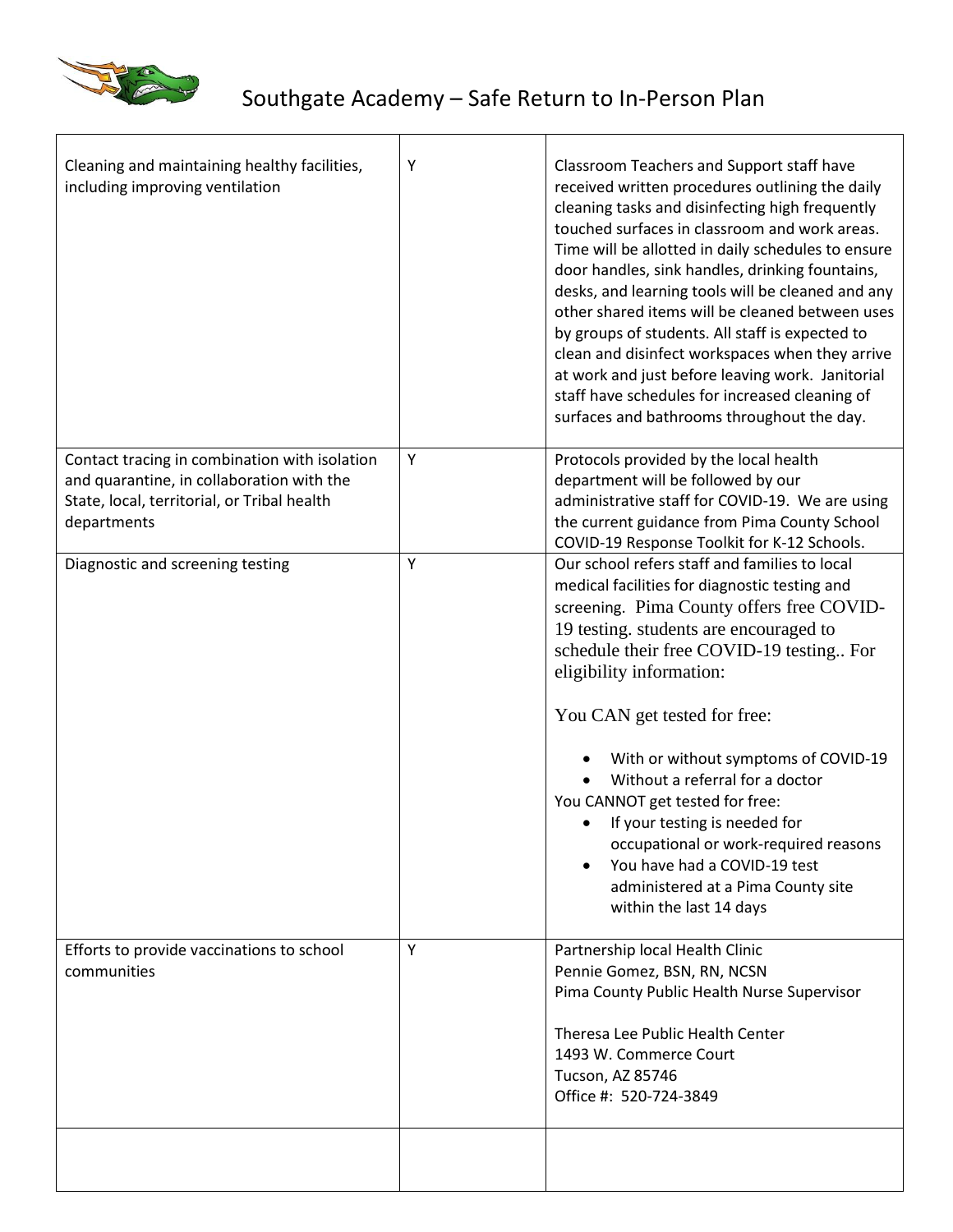| | | |
|---|---|---|
| Cleaning and maintaining healthy facilities, including improving ventilation | Y | Classroom Teachers and Support staff have received written procedures outlining the daily cleaning tasks and disinfecting high frequently touched surfaces in classroom and work areas. Time will be allotted in daily schedules to ensure door handles, sink handles, drinking fountains, desks, and learning tools will be cleaned and any other shared items will be cleaned between uses by groups of students. All staff is expected to clean and disinfect workspaces when they arrive at work and just before leaving work. Janitorial staff have schedules for increased cleaning of surfaces and bathrooms throughout the day. |
| Contact tracing in combination with isolation and quarantine, in collaboration with the State, local, territorial, or Tribal health departments | Y | Protocols provided by the local health department will be followed by our administrative staff for COVID-19. We are using the current guidance from Pima County School COVID-19 Response Toolkit for K-12 Schools. |
| Diagnostic and screening testing | Y | Our school refers staff and families to local medical facilities for diagnostic testing and screening. Pima County offers free COVID-19 testing. students are encouraged to schedule their free COVID-19 testing.. For eligibility information:<br><br>You CAN get tested for free:<br>• With or without symptoms of COVID-19<br>• Without a referral for a doctor<br>You CANNOT get tested for free:<br>• If your testing is needed for occupational or work-required reasons<br>• You have had a COVID-19 test administered at a Pima County site within the last 14 days |
| Efforts to provide vaccinations to school communities | Y | Partnership local Health Clinic<br>Pennie Gomez, BSN, RN, NCSN<br>Pima County Public Health Nurse Supervisor<br><br>Theresa Lee Public Health Center<br>1493 W. Commerce Court<br>Tucson, AZ 85746<br>Office #: 520-724-3849 |
| | | |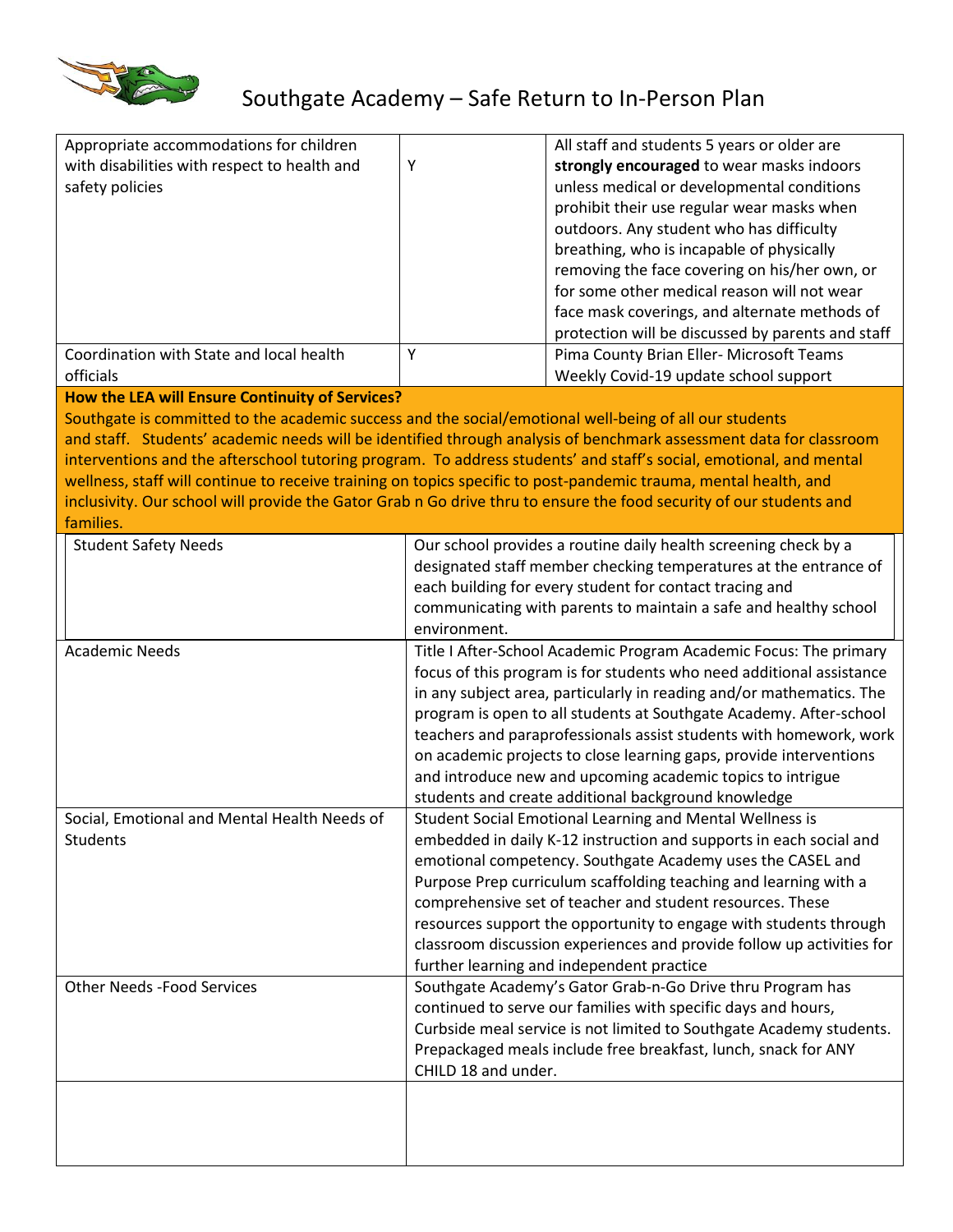# Southgate Academy – Safe Return to In-Person Plan

| | | |
|---|---|---|
| Appropriate accommodations for children with disabilities with respect to health and safety policies | Y | All staff and students 5 years or older are **strongly encouraged** to wear masks indoors unless medical or developmental conditions prohibit their use regular wear masks when outdoors. Any student who has difficulty breathing, who is incapable of physically removing the face covering on his/her own, or for some other medical reason will not wear face mask coverings, and alternate methods of protection will be discussed by parents and staff |
| Coordination with State and local health officials | Y | Pima County Brian Eller- Microsoft Teams Weekly Covid-19 update school support |

**How the LEA will Ensure Continuity of Services?**

Southgate is committed to the academic success and the social/emotional well-being of all our students and staff. Students' academic needs will be identified through analysis of benchmark assessment data for classroom interventions and the afterschool tutoring program. To address students' and staff's social, emotional, and mental wellness, staff will continue to receive training on topics specific to post-pandemic trauma, mental health, and inclusivity. Our school will provide the Gator Grab n Go drive thru to ensure the food security of our students and families.

| | |
|---|---|
| Student Safety Needs | Our school provides a routine daily health screening check by a designated staff member checking temperatures at the entrance of each building for every student for contact tracing and communicating with parents to maintain a safe and healthy school environment. |
| Academic Needs | Title I After-School Academic Program Academic Focus: The primary focus of this program is for students who need additional assistance in any subject area, particularly in reading and/or mathematics. The program is open to all students at Southgate Academy. After-school teachers and paraprofessionals assist students with homework, work on academic projects to close learning gaps, provide interventions and introduce new and upcoming academic topics to intrigue students and create additional background knowledge |
| Social, Emotional and Mental Health Needs of Students | Student Social Emotional Learning and Mental Wellness is embedded in daily K-12 instruction and supports in each social and emotional competency. Southgate Academy uses the CASEL and Purpose Prep curriculum scaffolding teaching and learning with a comprehensive set of teacher and student resources. These resources support the opportunity to engage with students through classroom discussion experiences and provide follow up activities for further learning and independent practice |
| Other Needs -Food Services | Southgate Academy's Gator Grab-n-Go Drive thru Program has continued to serve our families with specific days and hours, Curbside meal service is not limited to Southgate Academy students. Prepackaged meals include free breakfast, lunch, snack for ANY CHILD 18 and under. |
| | |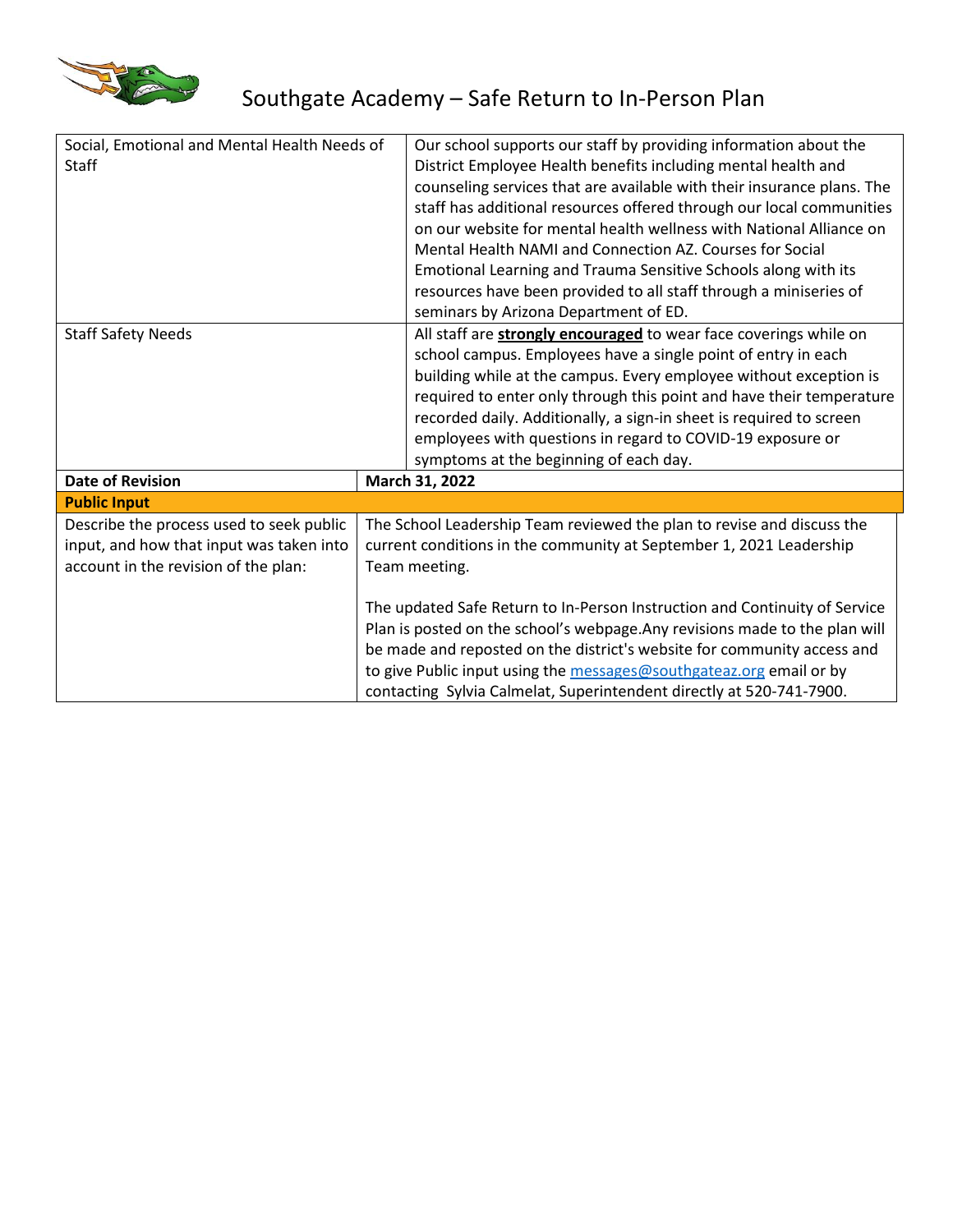| | |
|---|---|
| Social, Emotional and Mental Health Needs of Staff | Our school supports our staff by providing information about the District Employee Health benefits including mental health and counseling services that are available with their insurance plans. The staff has additional resources offered through our local communities on our website for mental health wellness with National Alliance on Mental Health NAMI and Connection AZ. Courses for Social Emotional Learning and Trauma Sensitive Schools along with its resources have been provided to all staff through a miniseries of seminars by Arizona Department of ED. |
| Staff Safety Needs | All staff are **strongly encouraged** to wear face coverings while on school campus. Employees have a single point of entry in each building while at the campus. Every employee without exception is required to enter only through this point and have their temperature recorded daily. Additionally, a sign-in sheet is required to screen employees with questions in regard to COVID-19 exposure or symptoms at the beginning of each day. |
| **Date of Revision** | **March 31, 2022** |
| **Public Input** | |
| Describe the process used to seek public input, and how that input was taken into account in the revision of the plan: | The School Leadership Team reviewed the plan to revise and discuss the current conditions in the community at September 1, 2021 Leadership Team meeting.<br><br>The updated Safe Return to In-Person Instruction and Continuity of Service Plan is posted on the school's webpage.Any revisions made to the plan will be made and reposted on the district's website for community access and to give Public input using the messages@southgateaz.org email or by contacting Sylvia Calmelat, Superintendent directly at 520-741-7900. |